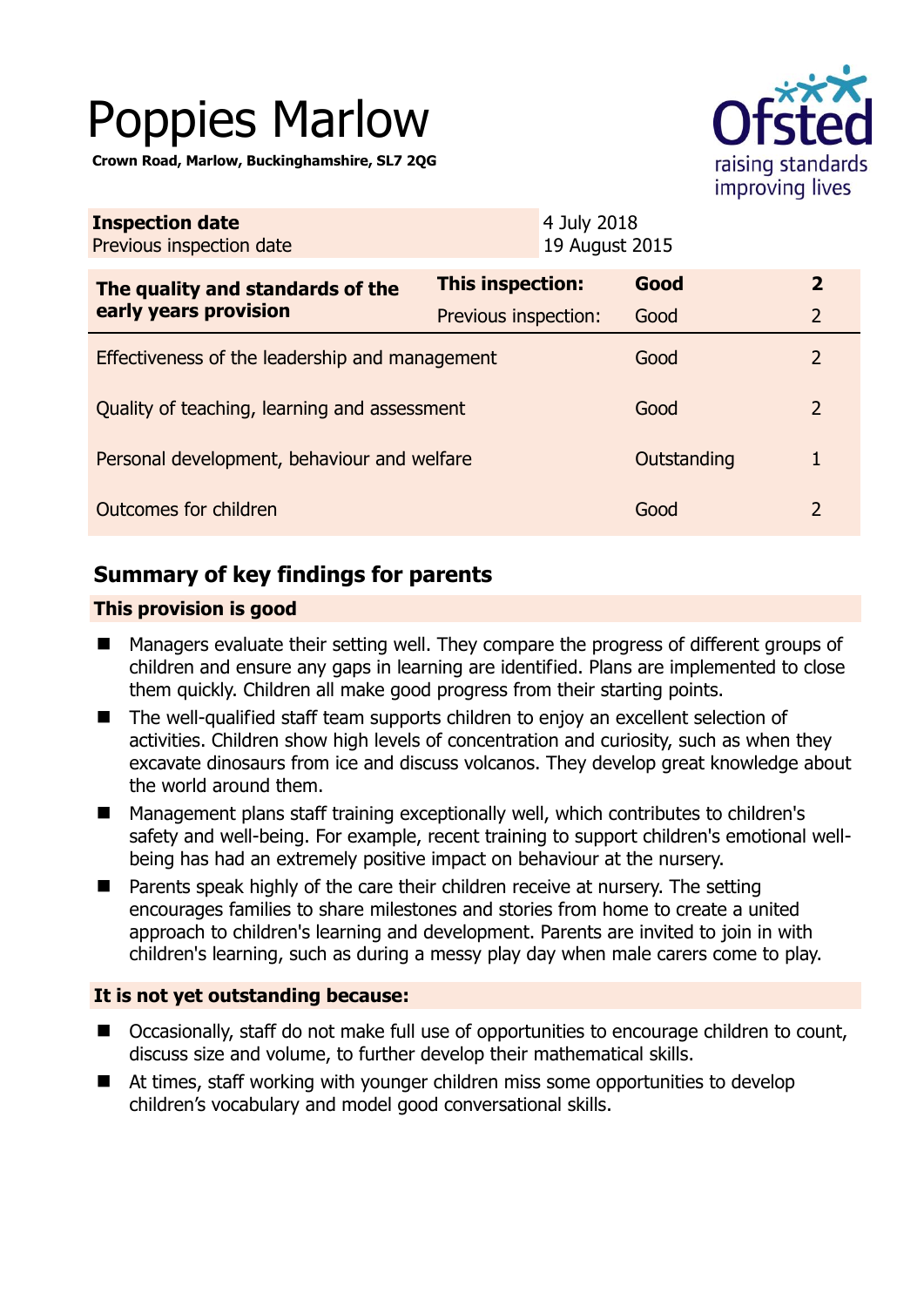# Poppies Marlow

**Crown Road, Marlow, Buckinghamshire, SL7 2QG**

| **Inspection date** | 4 July 2018 |
|---|---|
| Previous inspection date | 19 August 2015 |

| **The quality and standards of the early years provision** | **This inspection:** | **Good** | **2** |
|---|---|---|---|
| | Previous inspection: | Good | 2 |
| Effectiveness of the leadership and management | | Good | 2 |
| Quality of teaching, learning and assessment | | Good | 2 |
| Personal development, behaviour and welfare | | Outstanding | 1 |
| Outcomes for children | | Good | 2 |

## Summary of key findings for parents

### This provision is good

- Managers evaluate their setting well. They compare the progress of different groups of children and ensure any gaps in learning are identified. Plans are implemented to close them quickly. Children all make good progress from their starting points.
- The well-qualified staff team supports children to enjoy an excellent selection of activities. Children show high levels of concentration and curiosity, such as when they excavate dinosaurs from ice and discuss volcanos. They develop great knowledge about the world around them.
- Management plans staff training exceptionally well, which contributes to children's safety and well-being. For example, recent training to support children's emotional well-being has had an extremely positive impact on behaviour at the nursery.
- Parents speak highly of the care their children receive at nursery. The setting encourages families to share milestones and stories from home to create a united approach to children's learning and development. Parents are invited to join in with children's learning, such as during a messy play day when male carers come to play.

### It is not yet outstanding because:

- Occasionally, staff do not make full use of opportunities to encourage children to count, discuss size and volume, to further develop their mathematical skills.
- At times, staff working with younger children miss some opportunities to develop children’s vocabulary and model good conversational skills.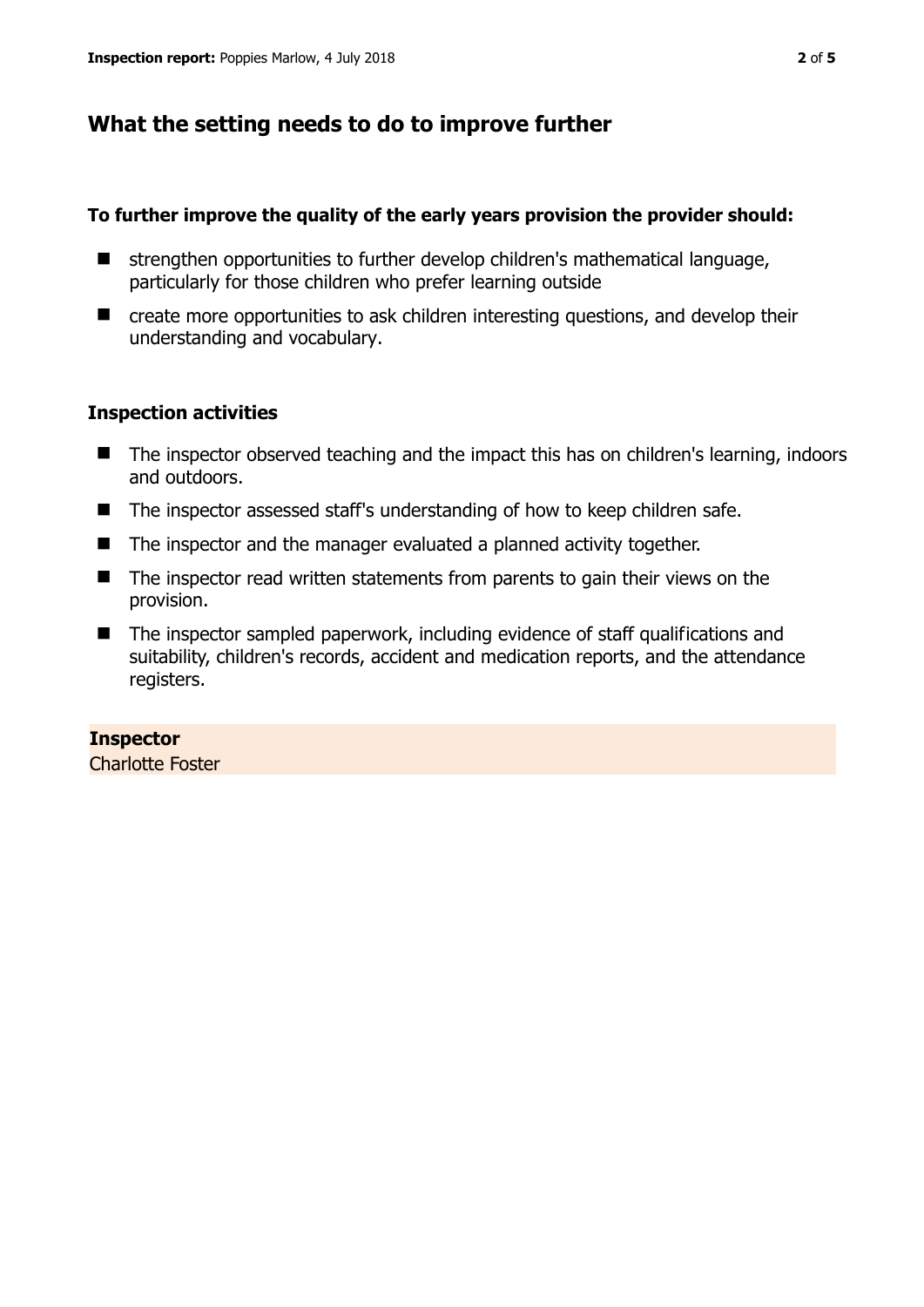## What the setting needs to do to improve further

**To further improve the quality of the early years provision the provider should:**

- strengthen opportunities to further develop children's mathematical language, particularly for those children who prefer learning outside
- create more opportunities to ask children interesting questions, and develop their understanding and vocabulary.

### Inspection activities

- The inspector observed teaching and the impact this has on children's learning, indoors and outdoors.
- The inspector assessed staff's understanding of how to keep children safe.
- The inspector and the manager evaluated a planned activity together.
- The inspector read written statements from parents to gain their views on the provision.
- The inspector sampled paperwork, including evidence of staff qualifications and suitability, children's records, accident and medication reports, and the attendance registers.

**Inspector**
Charlotte Foster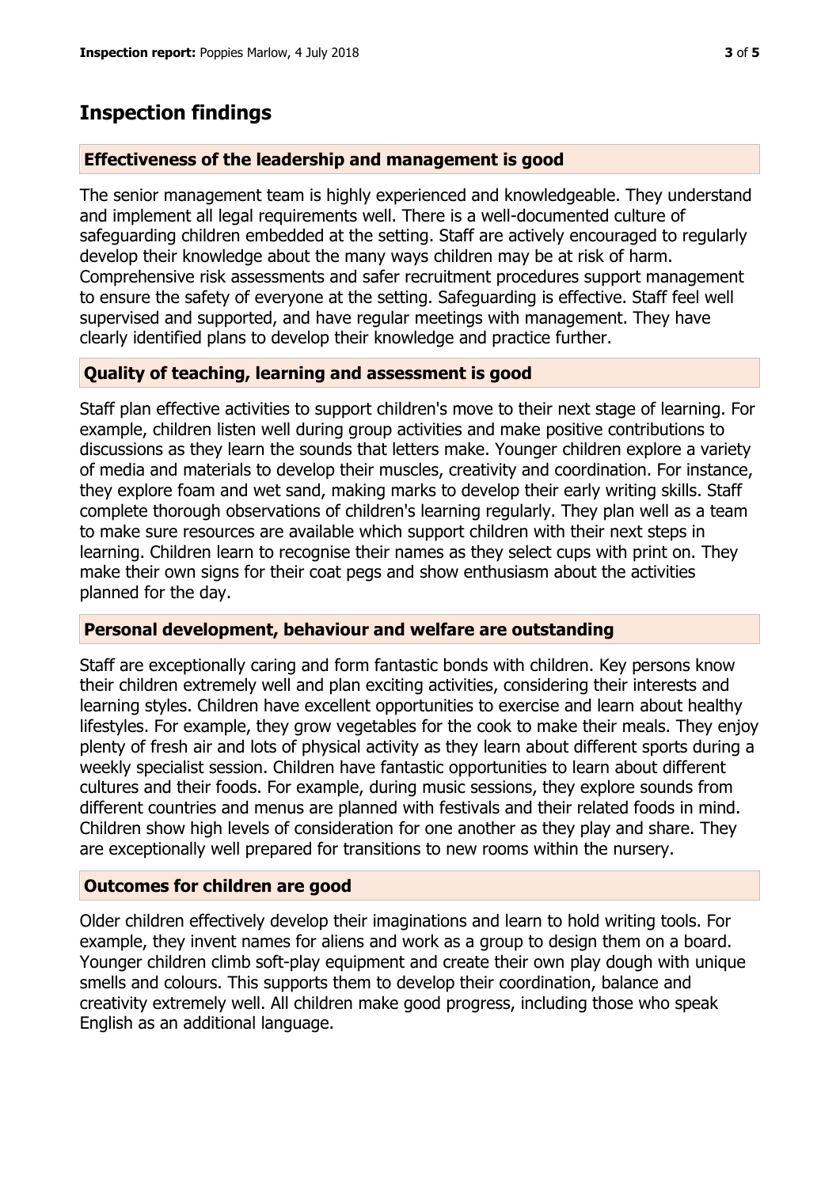## Inspection findings

### Effectiveness of the leadership and management is good

The senior management team is highly experienced and knowledgeable. They understand and implement all legal requirements well. There is a well-documented culture of safeguarding children embedded at the setting. Staff are actively encouraged to regularly develop their knowledge about the many ways children may be at risk of harm. Comprehensive risk assessments and safer recruitment procedures support management to ensure the safety of everyone at the setting. Safeguarding is effective. Staff feel well supervised and supported, and have regular meetings with management. They have clearly identified plans to develop their knowledge and practice further.

### Quality of teaching, learning and assessment is good

Staff plan effective activities to support children's move to their next stage of learning. For example, children listen well during group activities and make positive contributions to discussions as they learn the sounds that letters make. Younger children explore a variety of media and materials to develop their muscles, creativity and coordination. For instance, they explore foam and wet sand, making marks to develop their early writing skills. Staff complete thorough observations of children's learning regularly. They plan well as a team to make sure resources are available which support children with their next steps in learning. Children learn to recognise their names as they select cups with print on. They make their own signs for their coat pegs and show enthusiasm about the activities planned for the day.

### Personal development, behaviour and welfare are outstanding

Staff are exceptionally caring and form fantastic bonds with children. Key persons know their children extremely well and plan exciting activities, considering their interests and learning styles. Children have excellent opportunities to exercise and learn about healthy lifestyles. For example, they grow vegetables for the cook to make their meals. They enjoy plenty of fresh air and lots of physical activity as they learn about different sports during a weekly specialist session. Children have fantastic opportunities to learn about different cultures and their foods. For example, during music sessions, they explore sounds from different countries and menus are planned with festivals and their related foods in mind. Children show high levels of consideration for one another as they play and share. They are exceptionally well prepared for transitions to new rooms within the nursery.

### Outcomes for children are good

Older children effectively develop their imaginations and learn to hold writing tools. For example, they invent names for aliens and work as a group to design them on a board. Younger children climb soft-play equipment and create their own play dough with unique smells and colours. This supports them to develop their coordination, balance and creativity extremely well. All children make good progress, including those who speak English as an additional language.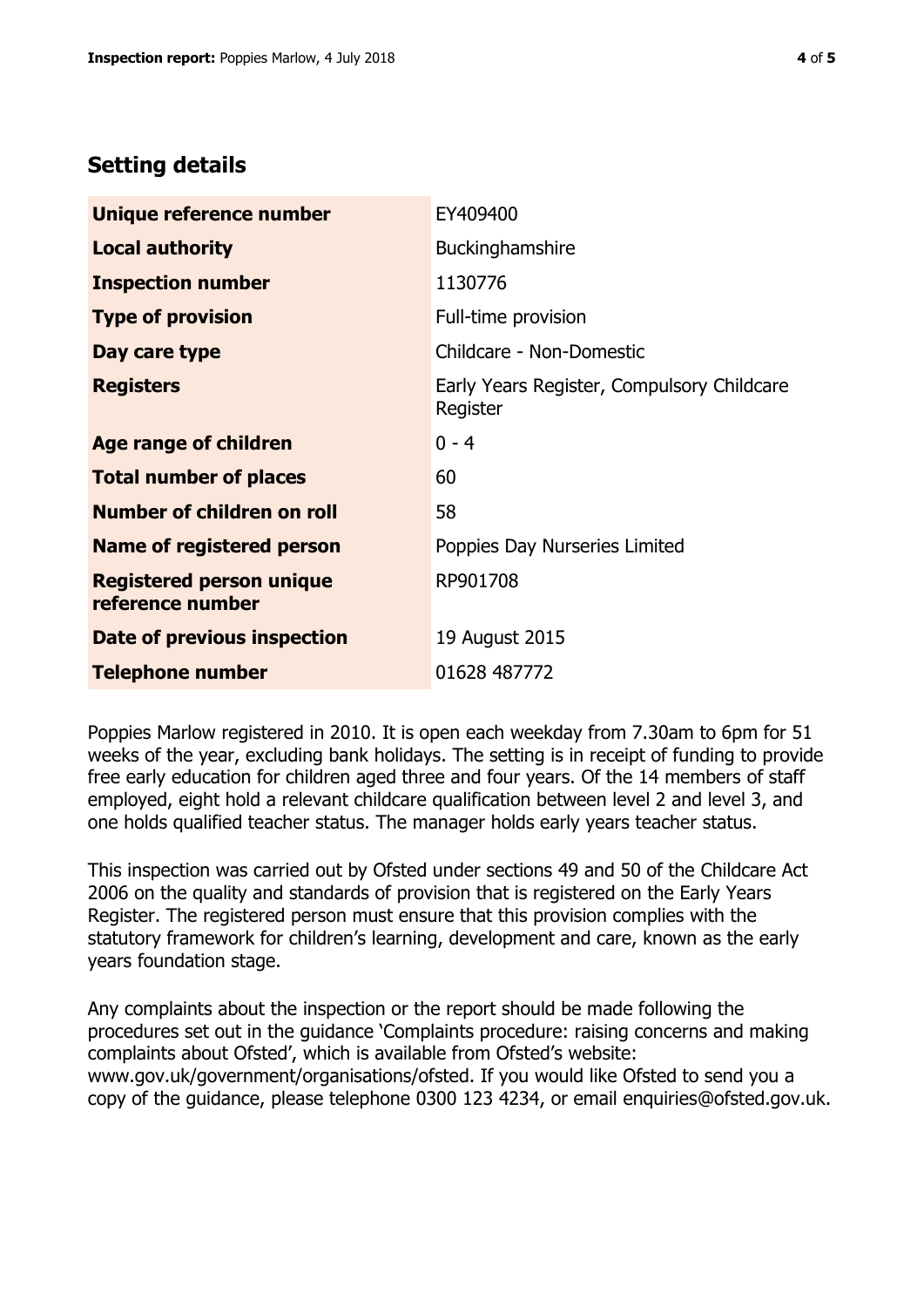## Setting details

| | |
|---|---|
| **Unique reference number** | EY409400 |
| **Local authority** | Buckinghamshire |
| **Inspection number** | 1130776 |
| **Type of provision** | Full-time provision |
| **Day care type** | Childcare - Non-Domestic |
| **Registers** | Early Years Register, Compulsory Childcare Register |
| **Age range of children** | 0 - 4 |
| **Total number of places** | 60 |
| **Number of children on roll** | 58 |
| **Name of registered person** | Poppies Day Nurseries Limited |
| **Registered person unique reference number** | RP901708 |
| **Date of previous inspection** | 19 August 2015 |
| **Telephone number** | 01628 487772 |

Poppies Marlow registered in 2010. It is open each weekday from 7.30am to 6pm for 51 weeks of the year, excluding bank holidays. The setting is in receipt of funding to provide free early education for children aged three and four years. Of the 14 members of staff employed, eight hold a relevant childcare qualification between level 2 and level 3, and one holds qualified teacher status. The manager holds early years teacher status.

This inspection was carried out by Ofsted under sections 49 and 50 of the Childcare Act 2006 on the quality and standards of provision that is registered on the Early Years Register. The registered person must ensure that this provision complies with the statutory framework for children's learning, development and care, known as the early years foundation stage.

Any complaints about the inspection or the report should be made following the procedures set out in the guidance 'Complaints procedure: raising concerns and making complaints about Ofsted', which is available from Ofsted's website: www.gov.uk/government/organisations/ofsted. If you would like Ofsted to send you a copy of the guidance, please telephone 0300 123 4234, or email enquiries@ofsted.gov.uk.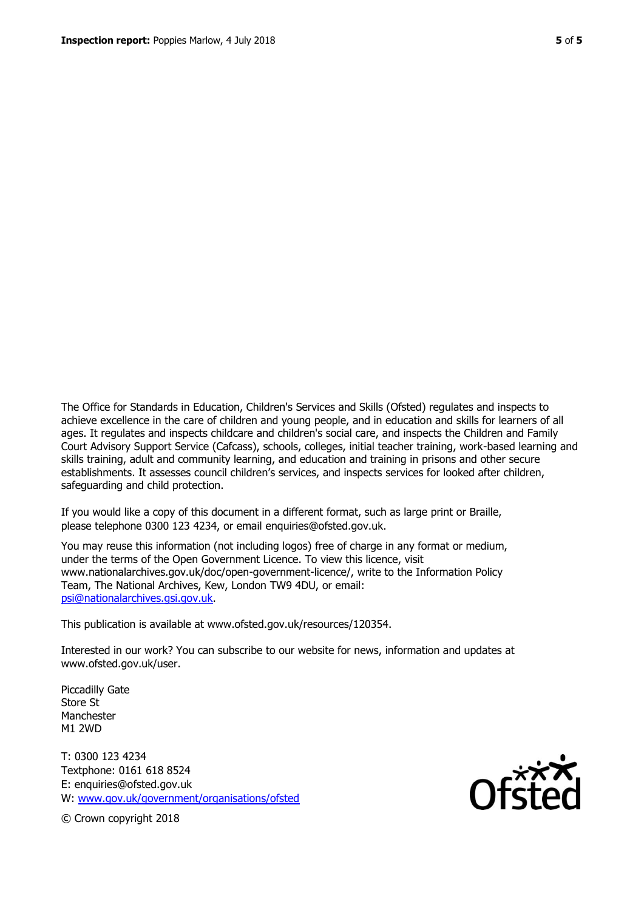The Office for Standards in Education, Children's Services and Skills (Ofsted) regulates and inspects to achieve excellence in the care of children and young people, and in education and skills for learners of all ages. It regulates and inspects childcare and children's social care, and inspects the Children and Family Court Advisory Support Service (Cafcass), schools, colleges, initial teacher training, work-based learning and skills training, adult and community learning, and education and training in prisons and other secure establishments. It assesses council children's services, and inspects services for looked after children, safeguarding and child protection.

If you would like a copy of this document in a different format, such as large print or Braille, please telephone 0300 123 4234, or email enquiries@ofsted.gov.uk.

You may reuse this information (not including logos) free of charge in any format or medium, under the terms of the Open Government Licence. To view this licence, visit www.nationalarchives.gov.uk/doc/open-government-licence/, write to the Information Policy Team, The National Archives, Kew, London TW9 4DU, or email: psi@nationalarchives.gsi.gov.uk.

This publication is available at www.ofsted.gov.uk/resources/120354.

Interested in our work? You can subscribe to our website for news, information and updates at www.ofsted.gov.uk/user.

Piccadilly Gate
Store St
Manchester
M1 2WD

T: 0300 123 4234
Textphone: 0161 618 8524
E: enquiries@ofsted.gov.uk
W: www.gov.uk/government/organisations/ofsted

© Crown copyright 2018